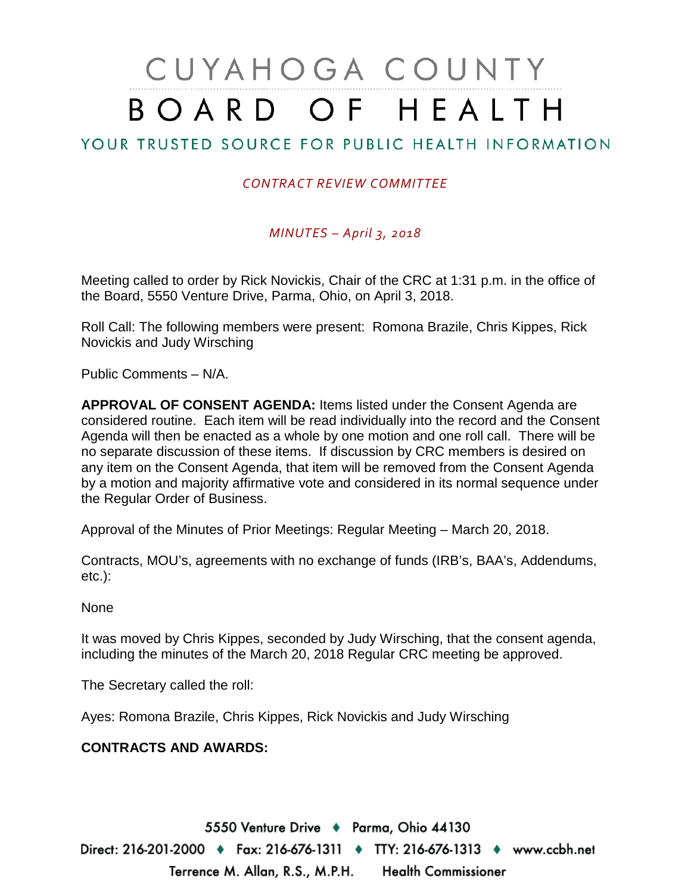# CUYAHOGA COUNTY BOARD OF HEALTH

## YOUR TRUSTED SOURCE FOR PUBLIC HEALTH INFORMATION

*CONTRACT REVIEW COMMITTEE*

*MINUTES – April 3, 2018*

Meeting called to order by Rick Novickis, Chair of the CRC at 1:31 p.m. in the office of the Board, 5550 Venture Drive, Parma, Ohio, on April 3, 2018.

Roll Call: The following members were present: Romona Brazile, Chris Kippes, Rick Novickis and Judy Wirsching

Public Comments – N/A.

**APPROVAL OF CONSENT AGENDA:** Items listed under the Consent Agenda are considered routine. Each item will be read individually into the record and the Consent Agenda will then be enacted as a whole by one motion and one roll call. There will be no separate discussion of these items. If discussion by CRC members is desired on any item on the Consent Agenda, that item will be removed from the Consent Agenda by a motion and majority affirmative vote and considered in its normal sequence under the Regular Order of Business.

Approval of the Minutes of Prior Meetings: Regular Meeting – March 20, 2018.

Contracts, MOU's, agreements with no exchange of funds (IRB's, BAA's, Addendums, etc.):

None

It was moved by Chris Kippes, seconded by Judy Wirsching, that the consent agenda, including the minutes of the March 20, 2018 Regular CRC meeting be approved.

The Secretary called the roll:

Ayes: Romona Brazile, Chris Kippes, Rick Novickis and Judy Wirsching

**CONTRACTS AND AWARDS:**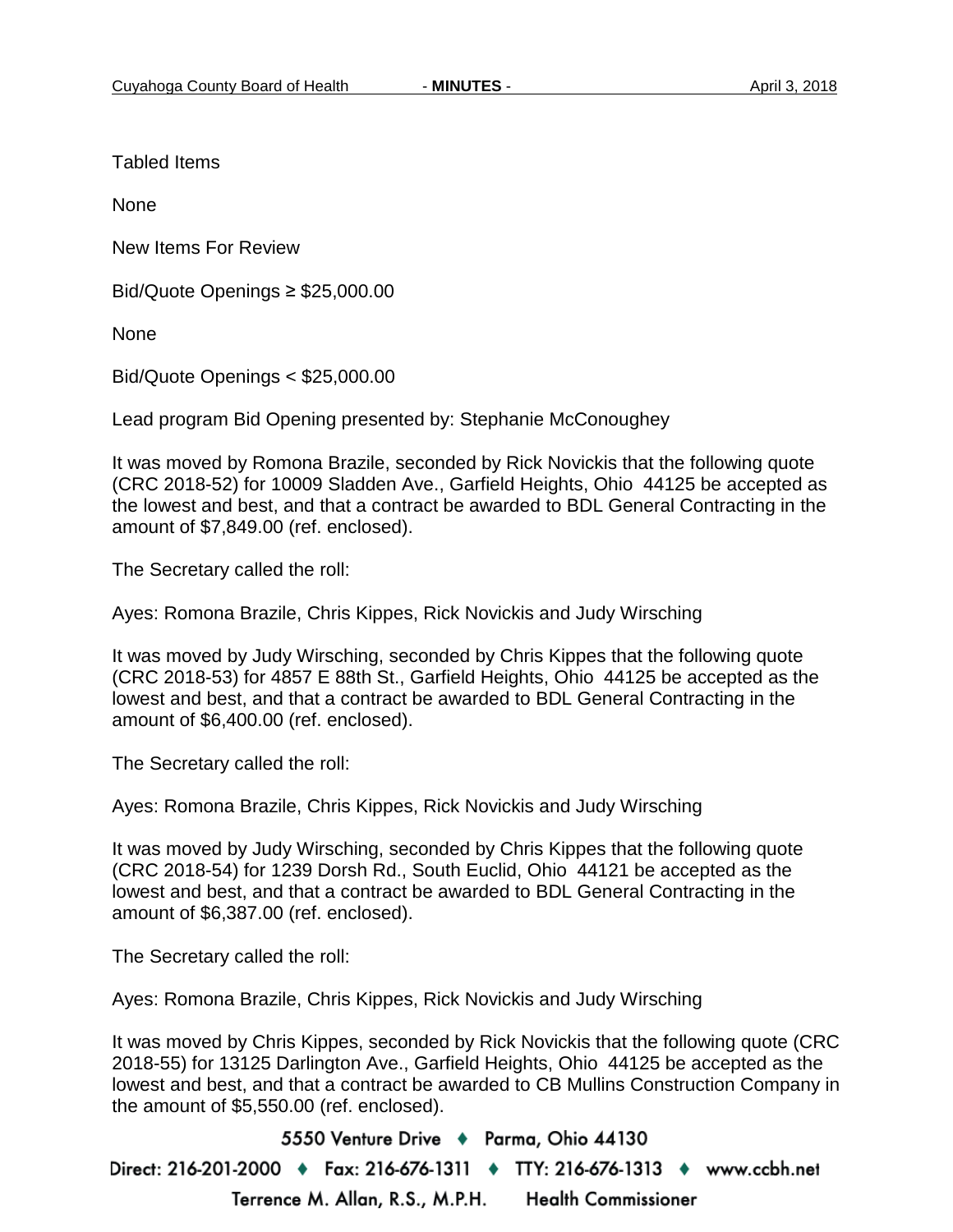Tabled Items

None

New Items For Review

Bid/Quote Openings ≥ $25,000.00

None

Bid/Quote Openings < $25,000.00

Lead program Bid Opening presented by: Stephanie McConoughey

It was moved by Romona Brazile, seconded by Rick Novickis that the following quote (CRC 2018-52) for 10009 Sladden Ave., Garfield Heights, Ohio 44125 be accepted as the lowest and best, and that a contract be awarded to BDL General Contracting in the amount of $7,849.00 (ref. enclosed).

The Secretary called the roll:

Ayes: Romona Brazile, Chris Kippes, Rick Novickis and Judy Wirsching

It was moved by Judy Wirsching, seconded by Chris Kippes that the following quote (CRC 2018-53) for 4857 E 88th St., Garfield Heights, Ohio 44125 be accepted as the lowest and best, and that a contract be awarded to BDL General Contracting in the amount of $6,400.00 (ref. enclosed).

The Secretary called the roll:

Ayes: Romona Brazile, Chris Kippes, Rick Novickis and Judy Wirsching

It was moved by Judy Wirsching, seconded by Chris Kippes that the following quote (CRC 2018-54) for 1239 Dorsh Rd., South Euclid, Ohio 44121 be accepted as the lowest and best, and that a contract be awarded to BDL General Contracting in the amount of $6,387.00 (ref. enclosed).

The Secretary called the roll:

Ayes: Romona Brazile, Chris Kippes, Rick Novickis and Judy Wirsching

It was moved by Chris Kippes, seconded by Rick Novickis that the following quote (CRC 2018-55) for 13125 Darlington Ave., Garfield Heights, Ohio 44125 be accepted as the lowest and best, and that a contract be awarded to CB Mullins Construction Company in the amount of $5,550.00 (ref. enclosed).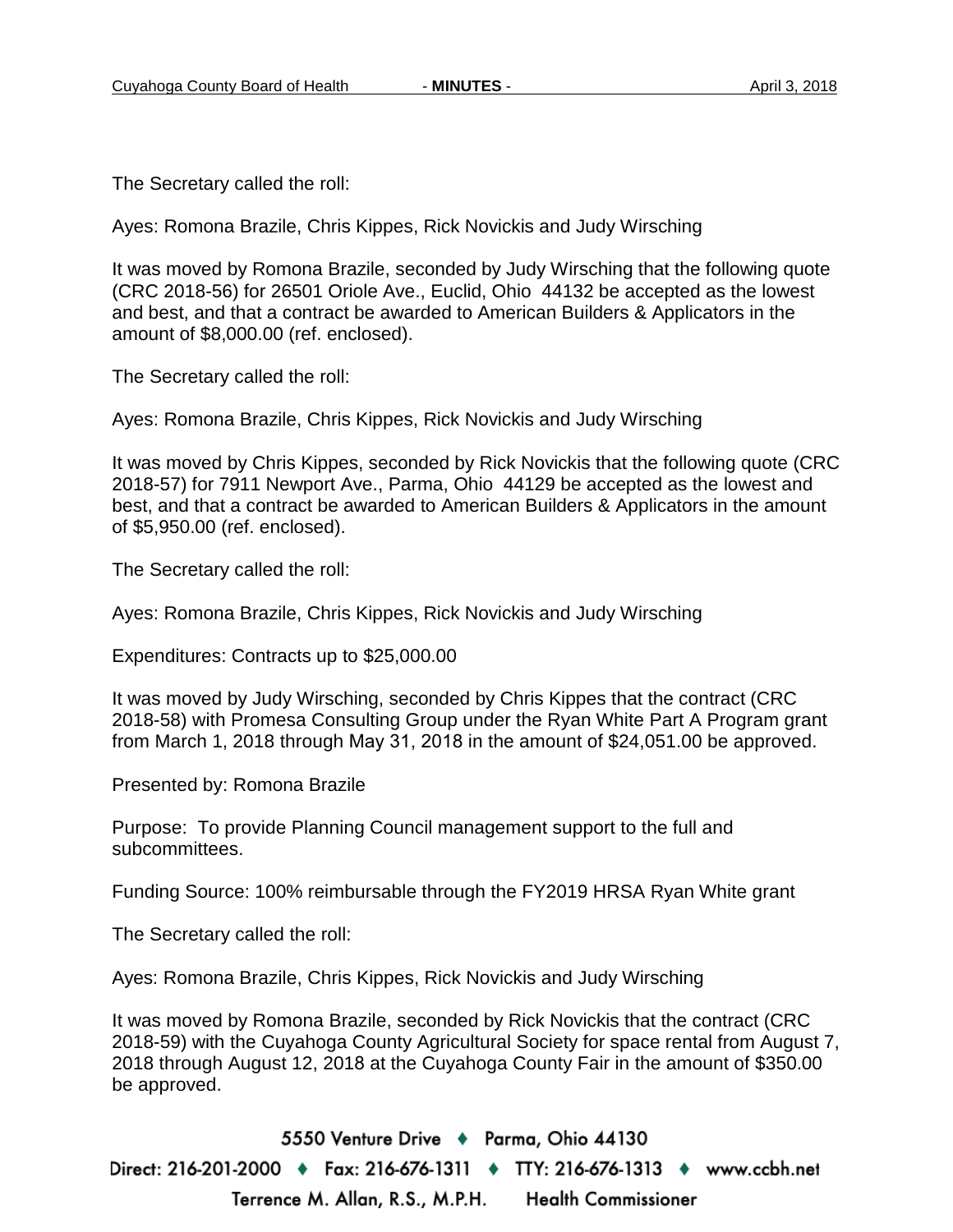The Secretary called the roll:

Ayes: Romona Brazile, Chris Kippes, Rick Novickis and Judy Wirsching

It was moved by Romona Brazile, seconded by Judy Wirsching that the following quote (CRC 2018-56) for 26501 Oriole Ave., Euclid, Ohio 44132 be accepted as the lowest and best, and that a contract be awarded to American Builders & Applicators in the amount of $8,000.00 (ref. enclosed).

The Secretary called the roll:

Ayes: Romona Brazile, Chris Kippes, Rick Novickis and Judy Wirsching

It was moved by Chris Kippes, seconded by Rick Novickis that the following quote (CRC 2018-57) for 7911 Newport Ave., Parma, Ohio 44129 be accepted as the lowest and best, and that a contract be awarded to American Builders & Applicators in the amount of $5,950.00 (ref. enclosed).

The Secretary called the roll:

Ayes: Romona Brazile, Chris Kippes, Rick Novickis and Judy Wirsching

Expenditures: Contracts up to $25,000.00

It was moved by Judy Wirsching, seconded by Chris Kippes that the contract (CRC 2018-58) with Promesa Consulting Group under the Ryan White Part A Program grant from March 1, 2018 through May 31, 2018 in the amount of $24,051.00 be approved.

Presented by: Romona Brazile

Purpose: To provide Planning Council management support to the full and subcommittees.

Funding Source: 100% reimbursable through the FY2019 HRSA Ryan White grant

The Secretary called the roll:

Ayes: Romona Brazile, Chris Kippes, Rick Novickis and Judy Wirsching

It was moved by Romona Brazile, seconded by Rick Novickis that the contract (CRC 2018-59) with the Cuyahoga County Agricultural Society for space rental from August 7, 2018 through August 12, 2018 at the Cuyahoga County Fair in the amount of $350.00 be approved.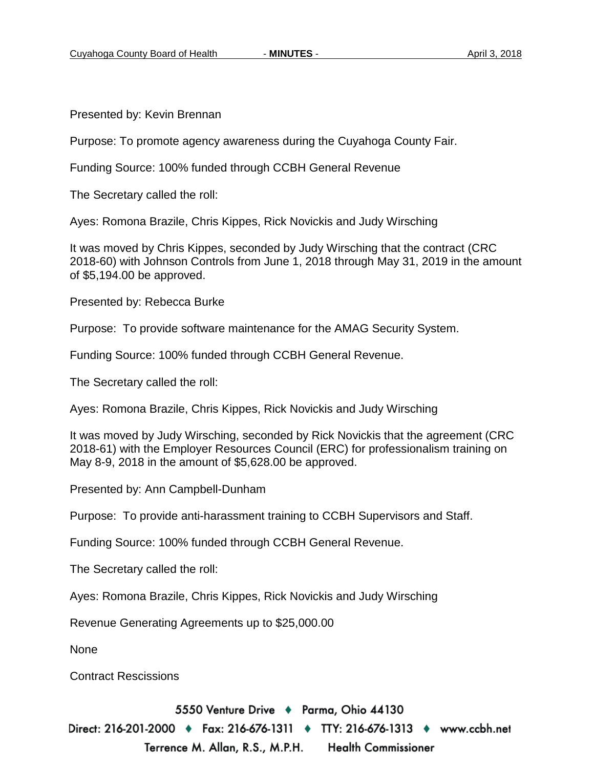Presented by: Kevin Brennan

Purpose: To promote agency awareness during the Cuyahoga County Fair.

Funding Source: 100% funded through CCBH General Revenue

The Secretary called the roll:

Ayes: Romona Brazile, Chris Kippes, Rick Novickis and Judy Wirsching

It was moved by Chris Kippes, seconded by Judy Wirsching that the contract (CRC 2018-60) with Johnson Controls from June 1, 2018 through May 31, 2019 in the amount of $5,194.00 be approved.

Presented by: Rebecca Burke

Purpose: To provide software maintenance for the AMAG Security System.

Funding Source: 100% funded through CCBH General Revenue.

The Secretary called the roll:

Ayes: Romona Brazile, Chris Kippes, Rick Novickis and Judy Wirsching

It was moved by Judy Wirsching, seconded by Rick Novickis that the agreement (CRC 2018-61) with the Employer Resources Council (ERC) for professionalism training on May 8-9, 2018 in the amount of $5,628.00 be approved.

Presented by: Ann Campbell-Dunham

Purpose: To provide anti-harassment training to CCBH Supervisors and Staff.

Funding Source: 100% funded through CCBH General Revenue.

The Secretary called the roll:

Ayes: Romona Brazile, Chris Kippes, Rick Novickis and Judy Wirsching

Revenue Generating Agreements up to $25,000.00

None

Contract Rescissions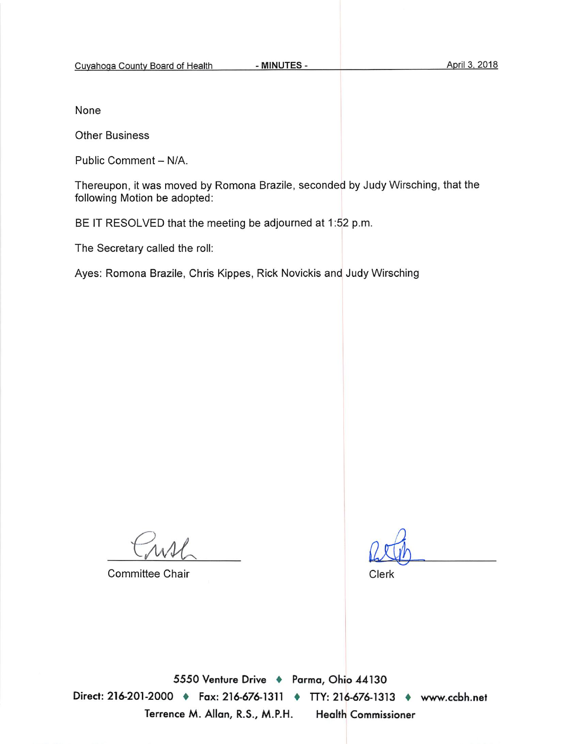None

Other Business

Public Comment – N/A.

Thereupon, it was moved by Romona Brazile, seconded by Judy Wirsching, that the following Motion be adopted:

BE IT RESOLVED that the meeting be adjourned at 1:52 p.m.

The Secretary called the roll:

Ayes: Romona Brazile, Chris Kippes, Rick Novickis and Judy Wirsching

Committee Chair

Clerk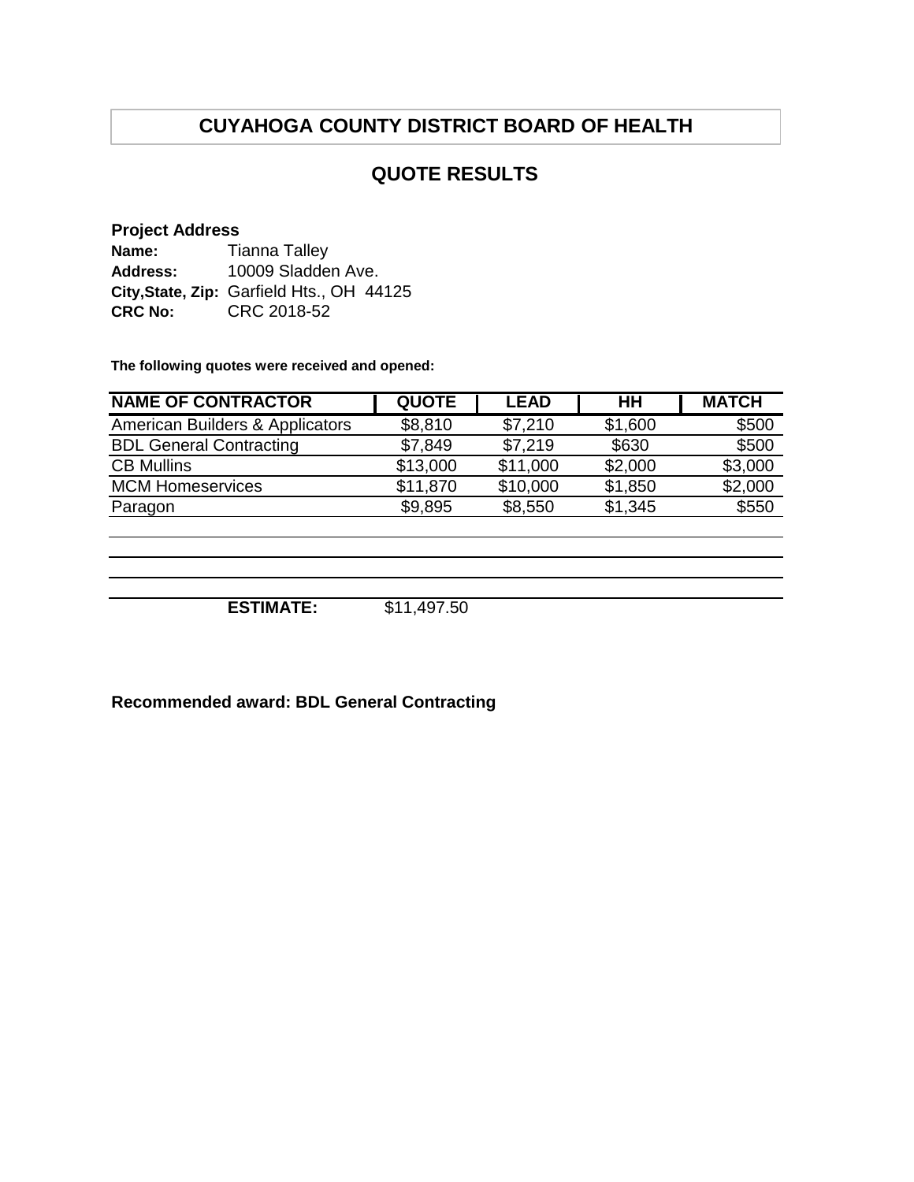# CUYAHOGA COUNTY DISTRICT BOARD OF HEALTH

## QUOTE RESULTS

**Project Address**

**Name:** Tianna Talley
**Address:** 10009 Sladden Ave.
**City,State, Zip:** Garfield Hts., OH 44125
**CRC No:** CRC 2018-52

**The following quotes were received and opened:**

| NAME OF CONTRACTOR | QUOTE | LEAD | HH | MATCH |
|---|---|---|---|---|
| American Builders & Applicators | $8,810 | $7,210 | $1,600 | $500 |
| BDL General Contracting | $7,849 | $7,219 | $630 | $500 |
| CB Mullins | $13,000 | $11,000 | $2,000 | $3,000 |
| MCM Homeservices | $11,870 | $10,000 | $1,850 | $2,000 |
| Paragon | $9,895 | $8,550 | $1,345 | $550 |

**ESTIMATE:** $11,497.50

**Recommended award: BDL General Contracting**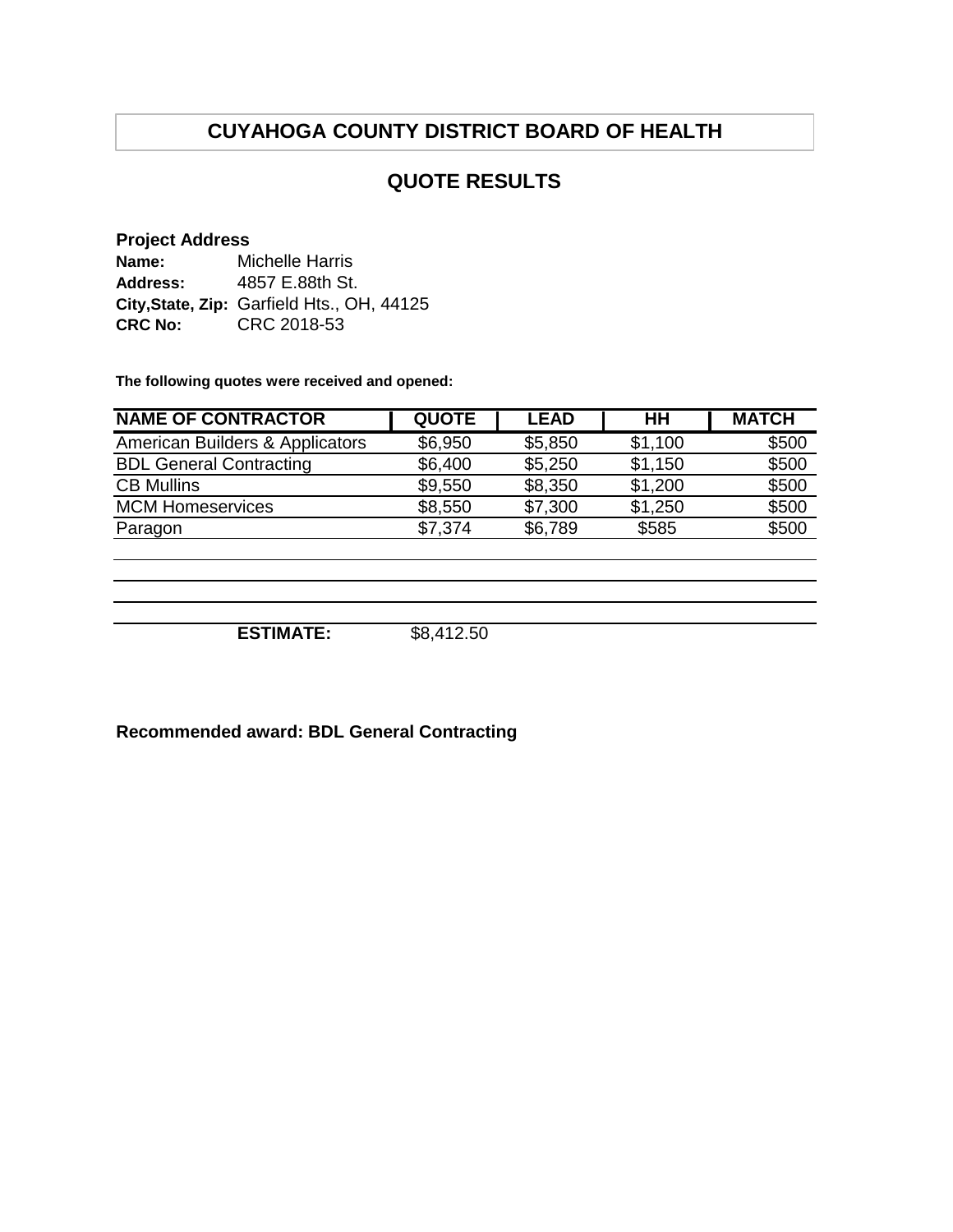# CUYAHOGA COUNTY DISTRICT BOARD OF HEALTH

## QUOTE RESULTS

**Project Address**

**Name:** Michelle Harris
**Address:** 4857 E.88th St.
**City,State, Zip:** Garfield Hts., OH, 44125
**CRC No:** CRC 2018-53

**The following quotes were received and opened:**

| NAME OF CONTRACTOR | QUOTE | LEAD | HH | MATCH |
|---|---|---|---|---|
| American Builders & Applicators | $6,950 | $5,850 | $1,100 | $500 |
| BDL General Contracting | $6,400 | $5,250 | $1,150 | $500 |
| CB Mullins | $9,550 | $8,350 | $1,200 | $500 |
| MCM Homeservices | $8,550 | $7,300 | $1,250 | $500 |
| Paragon | $7,374 | $6,789 | $585 | $500 |

**ESTIMATE:** $8,412.50

**Recommended award: BDL General Contracting**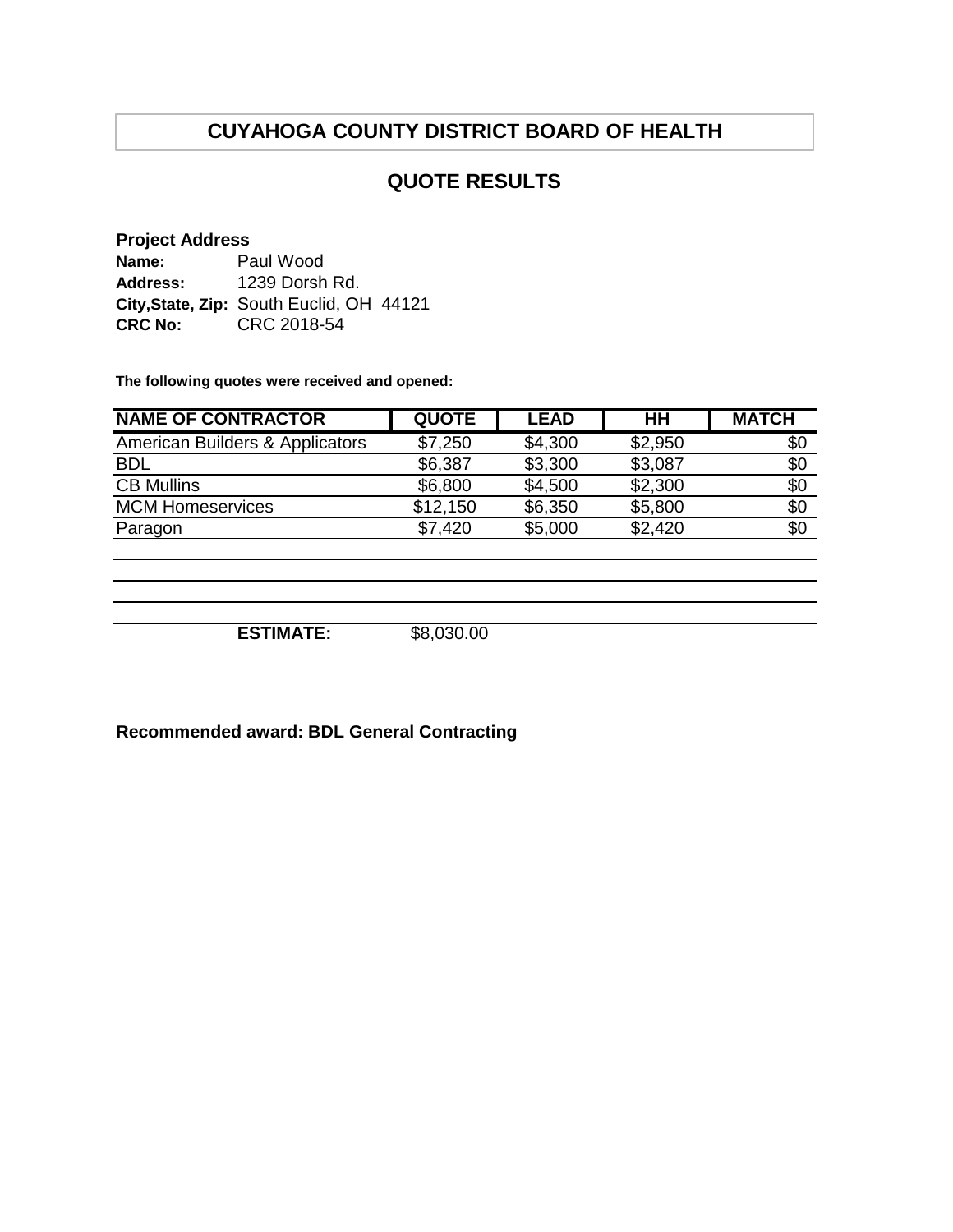# CUYAHOGA COUNTY DISTRICT BOARD OF HEALTH

## QUOTE RESULTS

**Project Address**

**Name:** Paul Wood
**Address:** 1239 Dorsh Rd.
**City,State, Zip:** South Euclid, OH 44121
**CRC No:** CRC 2018-54

**The following quotes were received and opened:**

| NAME OF CONTRACTOR | QUOTE | LEAD | HH | MATCH |
|---|---|---|---|---|
| American Builders & Applicators | $7,250 | $4,300 | $2,950 | $0 |
| BDL | $6,387 | $3,300 | $3,087 | $0 |
| CB Mullins | $6,800 | $4,500 | $2,300 | $0 |
| MCM Homeservices | $12,150 | $6,350 | $5,800 | $0 |
| Paragon | $7,420 | $5,000 | $2,420 | $0 |

**ESTIMATE:** $8,030.00

**Recommended award: BDL General Contracting**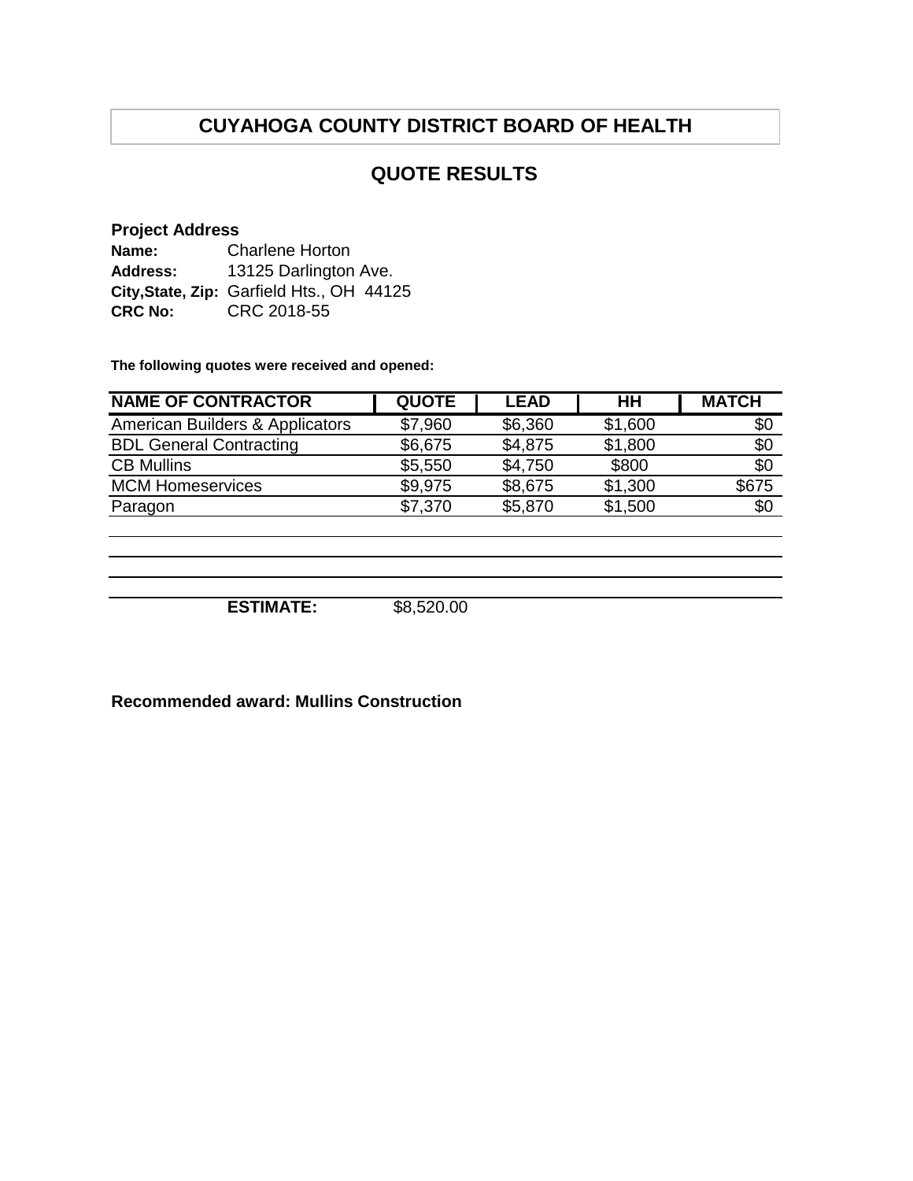# CUYAHOGA COUNTY DISTRICT BOARD OF HEALTH

## QUOTE RESULTS

**Project Address**

**Name:** Charlene Horton
**Address:** 13125 Darlington Ave.
**City,State, Zip:** Garfield Hts., OH 44125
**CRC No:** CRC 2018-55

**The following quotes were received and opened:**

| NAME OF CONTRACTOR | QUOTE | LEAD | HH | MATCH |
|---|---|---|---|---|
| American Builders & Applicators | $7,960 | $6,360 | $1,600 | $0 |
| BDL General Contracting | $6,675 | $4,875 | $1,800 | $0 |
| CB Mullins | $5,550 | $4,750 | $800 | $0 |
| MCM Homeservices | $9,975 | $8,675 | $1,300 | $675 |
| Paragon | $7,370 | $5,870 | $1,500 | $0 |

**ESTIMATE:** $8,520.00

**Recommended award: Mullins Construction**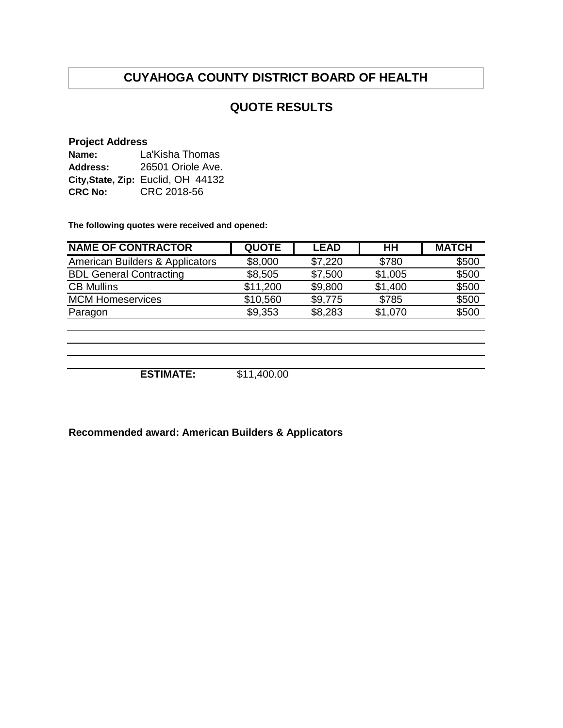# CUYAHOGA COUNTY DISTRICT BOARD OF HEALTH

## QUOTE RESULTS

**Project Address**

**Name:** La'Kisha Thomas
**Address:** 26501 Oriole Ave.
**City,State, Zip:** Euclid, OH 44132
**CRC No:** CRC 2018-56

**The following quotes were received and opened:**

| NAME OF CONTRACTOR | QUOTE | LEAD | HH | MATCH |
|---|---|---|---|---|
| American Builders & Applicators | $8,000 | $7,220 | $780 | $500 |
| BDL General Contracting | $8,505 | $7,500 | $1,005 | $500 |
| CB Mullins | $11,200 | $9,800 | $1,400 | $500 |
| MCM Homeservices | $10,560 | $9,775 | $785 | $500 |
| Paragon | $9,353 | $8,283 | $1,070 | $500 |

**ESTIMATE:** $11,400.00

**Recommended award: American Builders & Applicators**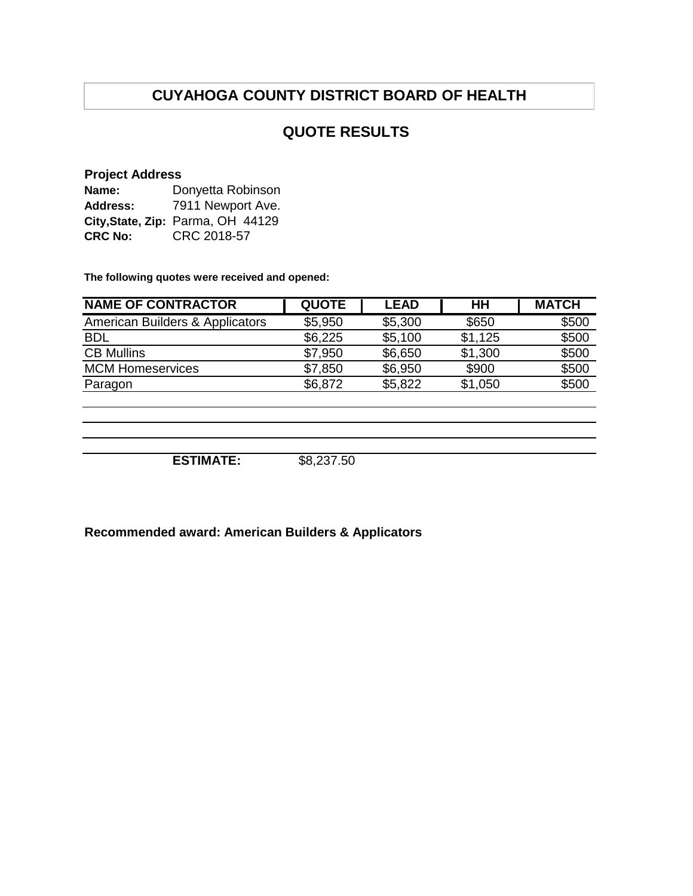# CUYAHOGA COUNTY DISTRICT BOARD OF HEALTH

## QUOTE RESULTS

**Project Address**

**Name:** Donyetta Robinson
**Address:** 7911 Newport Ave.
**City,State, Zip:** Parma, OH 44129
**CRC No:** CRC 2018-57

**The following quotes were received and opened:**

| NAME OF CONTRACTOR | QUOTE | LEAD | HH | MATCH |
|---|---|---|---|---|
| American Builders & Applicators | $5,950 | $5,300 | $650 | $500 |
| BDL | $6,225 | $5,100 | $1,125 | $500 |
| CB Mullins | $7,950 | $6,650 | $1,300 | $500 |
| MCM Homeservices | $7,850 | $6,950 | $900 | $500 |
| Paragon | $6,872 | $5,822 | $1,050 | $500 |

**ESTIMATE:** $8,237.50

**Recommended award: American Builders & Applicators**